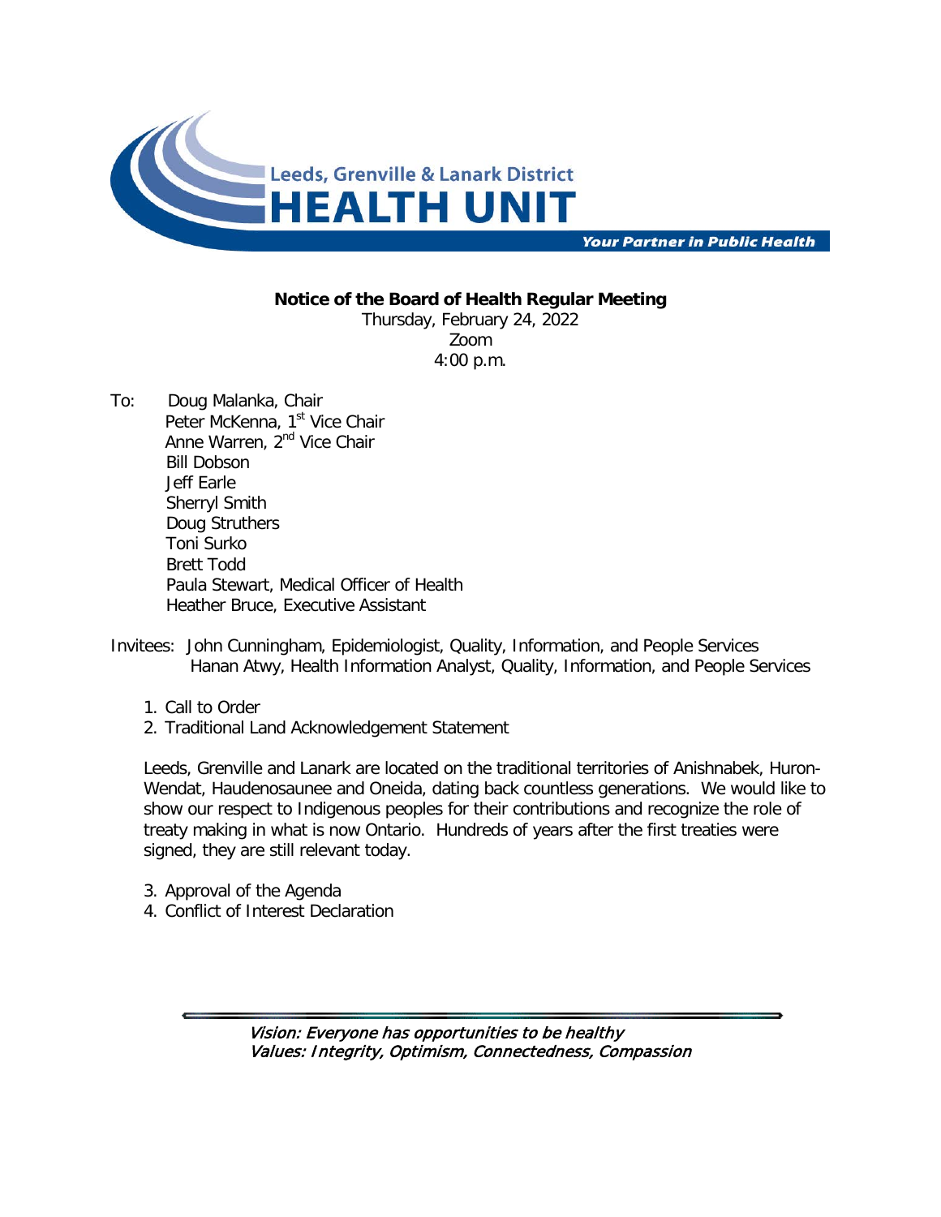Leeds, Grenville & Lanark District

# HEALTH UNIT

*Your Partner in Public Health*

**Notice of the Board of Health Regular Meeting**

Thursday, February 24, 2022
Zoom
4:00 p.m.

To: Doug Malanka, Chair
Peter McKenna, 1st Vice Chair
Anne Warren, 2nd Vice Chair
Bill Dobson
Jeff Earle
Sherryl Smith
Doug Struthers
Toni Surko
Brett Todd
Paula Stewart, Medical Officer of Health
Heather Bruce, Executive Assistant

Invitees: John Cunningham, Epidemiologist, Quality, Information, and People Services
Hanan Atwy, Health Information Analyst, Quality, Information, and People Services

1. Call to Order
2. Traditional Land Acknowledgement Statement

   Leeds, Grenville and Lanark are located on the traditional territories of Anishnabek, Huron-Wendat, Haudenosaunee and Oneida, dating back countless generations. We would like to show our respect to Indigenous peoples for their contributions and recognize the role of treaty making in what is now Ontario. Hundreds of years after the first treaties were signed, they are still relevant today.

3. Approval of the Agenda
4. Conflict of Interest Declaration

*Vision: Everyone has opportunities to be healthy*
*Values: Integrity, Optimism, Connectedness, Compassion*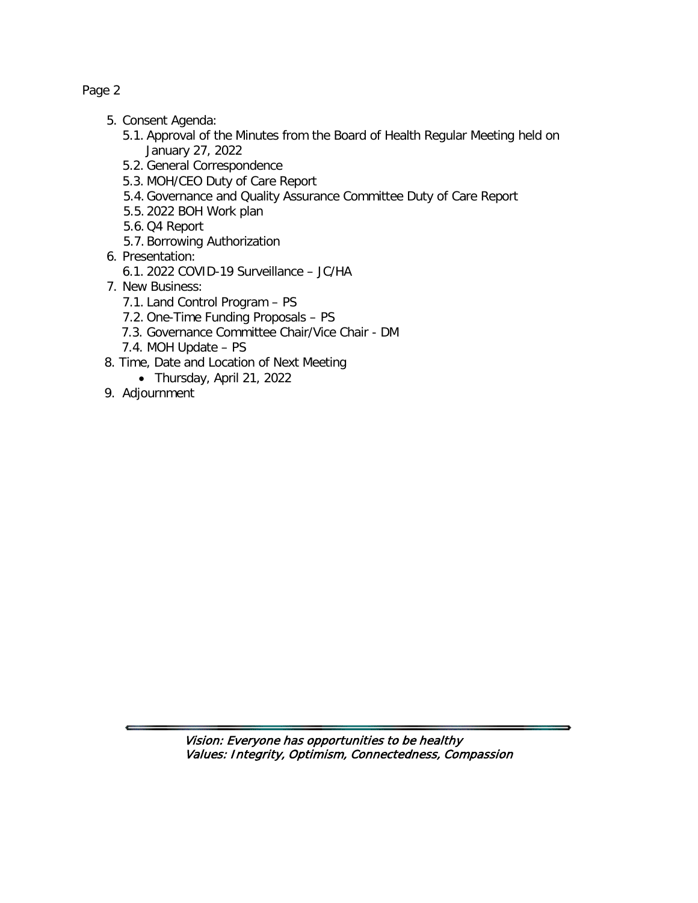5. Consent Agenda:
    - 5.1. Approval of the Minutes from the Board of Health Regular Meeting held on January 27, 2022
    - 5.2. General Correspondence
    - 5.3. MOH/CEO Duty of Care Report
    - 5.4. Governance and Quality Assurance Committee Duty of Care Report
    - 5.5. 2022 BOH Work plan
    - 5.6. Q4 Report
    - 5.7. Borrowing Authorization
6. Presentation:
    - 6.1. 2022 COVID-19 Surveillance – JC/HA
7. New Business:
    - 7.1. Land Control Program – PS
    - 7.2. One-Time Funding Proposals – PS
    - 7.3. Governance Committee Chair/Vice Chair - DM
    - 7.4. MOH Update – PS
8. Time, Date and Location of Next Meeting
    - Thursday, April 21, 2022
9. Adjournment

*Vision: Everyone has opportunities to be healthy*
*Values: Integrity, Optimism, Connectedness, Compassion*